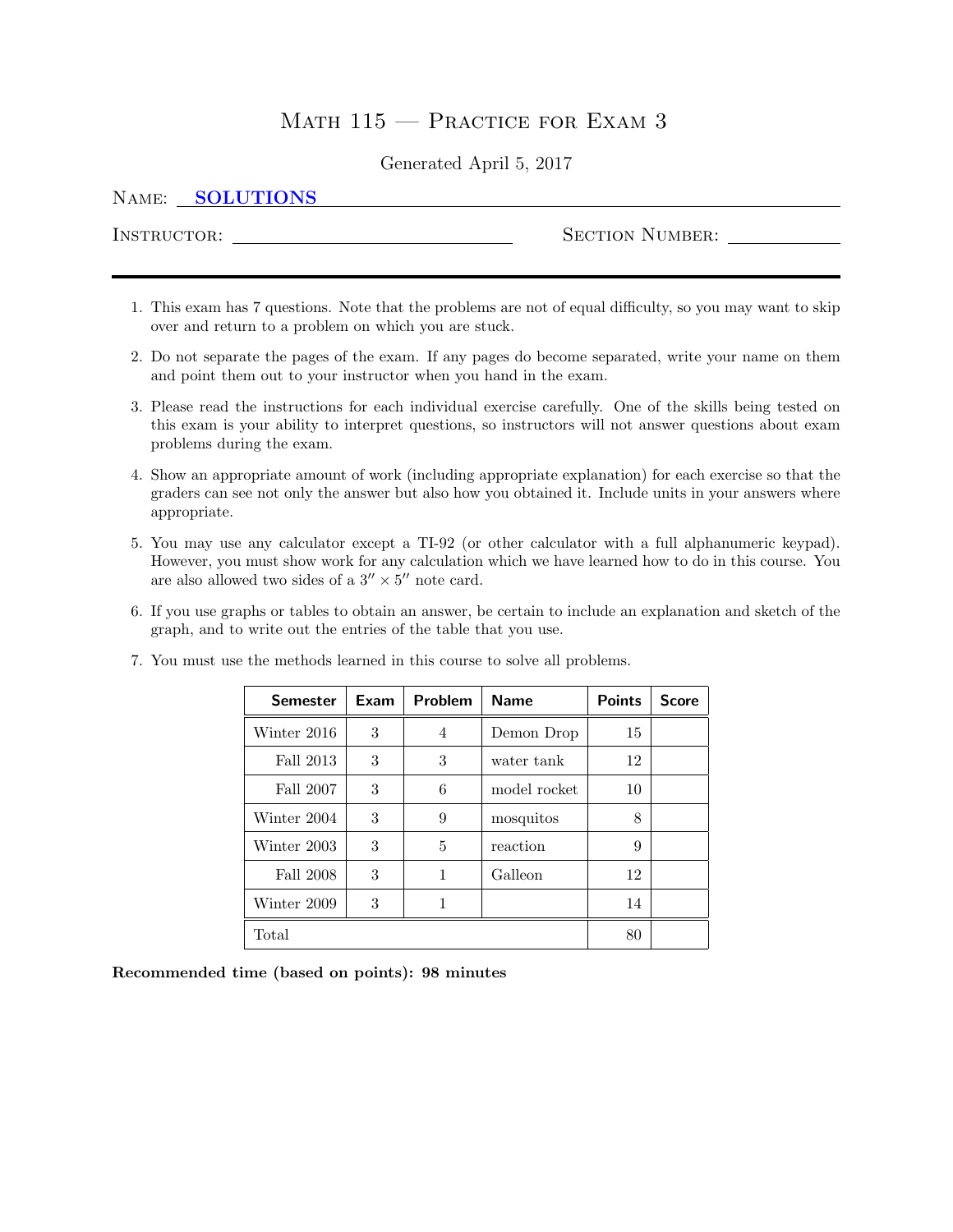# Math 115 — Practice for Exam 3

Generated April 5, 2017

Name: **SOLUTIONS**

Instructor: ______________________ Section Number: __________

---

1. This exam has 7 questions. Note that the problems are not of equal difficulty, so you may want to skip over and return to a problem on which you are stuck.
2. Do not separate the pages of the exam. If any pages do become separated, write your name on them and point them out to your instructor when you hand in the exam.
3. Please read the instructions for each individual exercise carefully. One of the skills being tested on this exam is your ability to interpret questions, so instructors will not answer questions about exam problems during the exam.
4. Show an appropriate amount of work (including appropriate explanation) for each exercise so that the graders can see not only the answer but also how you obtained it. Include units in your answers where appropriate.
5. You may use any calculator except a TI-92 (or other calculator with a full alphanumeric keypad). However, you must show work for any calculation which we have learned how to do in this course. You are also allowed two sides of a $3'' \times 5''$ note card.
6. If you use graphs or tables to obtain an answer, be certain to include an explanation and sketch of the graph, and to write out the entries of the table that you use.
7. You must use the methods learned in this course to solve all problems.

| Semester | Exam | Problem | Name | Points | Score |
|---|---|---|---|---|---|
| Winter 2016 | 3 | 4 | Demon Drop | 15 | |
| Fall 2013 | 3 | 3 | water tank | 12 | |
| Fall 2007 | 3 | 6 | model rocket | 10 | |
| Winter 2004 | 3 | 9 | mosquitos | 8 | |
| Winter 2003 | 3 | 5 | reaction | 9 | |
| Fall 2008 | 3 | 1 | Galleon | 12 | |
| Winter 2009 | 3 | 1 | | 14 | |
| Total | | | | 80 | |

**Recommended time (based on points): 98 minutes**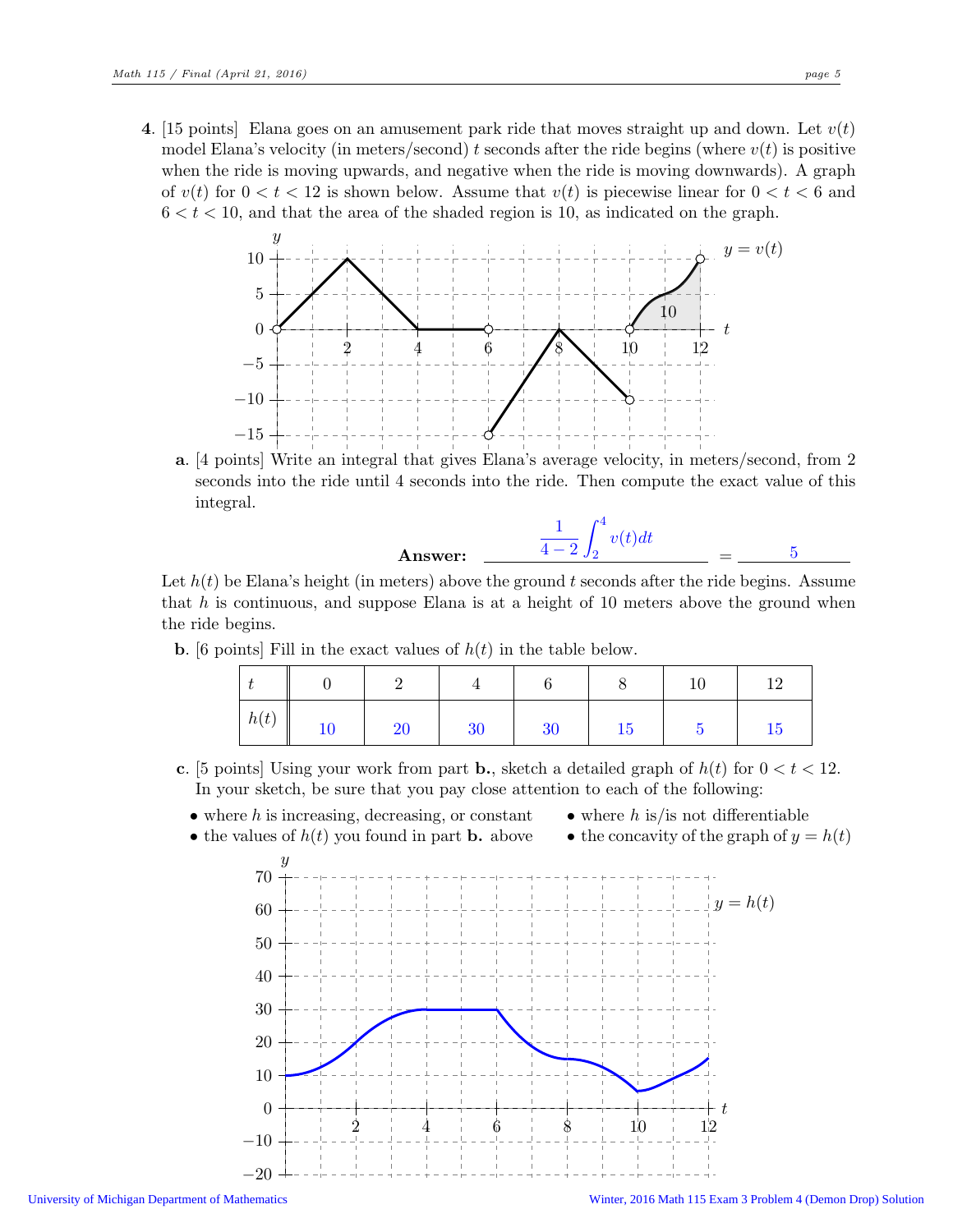**4.** [15 points] Elana goes on an amusement park ride that moves straight up and down. Let $v(t)$ model Elana's velocity (in meters/second) $t$ seconds after the ride begins (where $v(t)$ is positive when the ride is moving upwards, and negative when the ride is moving downwards). A graph of $v(t)$ for $0 < t < 12$ is shown below. Assume that $v(t)$ is piecewise linear for $0 < t < 6$ and $6 < t < 10$, and that the area of the shaded region is 10, as indicated on the graph.

**a.** [4 points] Write an integral that gives Elana's average velocity, in meters/second, from 2 seconds into the ride until 4 seconds into the ride. Then compute the exact value of this integral.

**Answer:** $\dfrac{1}{4-2}\displaystyle\int_2^4 v(t)dt$ = $5$

Let $h(t)$ be Elana's height (in meters) above the ground $t$ seconds after the ride begins. Assume that $h$ is continuous, and suppose Elana is at a height of 10 meters above the ground when the ride begins.

**b.** [6 points] Fill in the exact values of $h(t)$ in the table below.

| $t$ | 0 | 2 | 4 | 6 | 8 | 10 | 12 |
|---|---|---|---|---|---|---|---|
| $h(t)$ | 10 | 20 | 30 | 30 | 15 | 5 | 15 |

**c.** [5 points] Using your work from part **b.**, sketch a detailed graph of $h(t)$ for $0 < t < 12$. In your sketch, be sure that you pay close attention to each of the following:

- where $h$ is increasing, decreasing, or constant
- the values of $h(t)$ you found in part **b.** above
- where $h$ is/is not differentiable
- the concavity of the graph of $y = h(t)$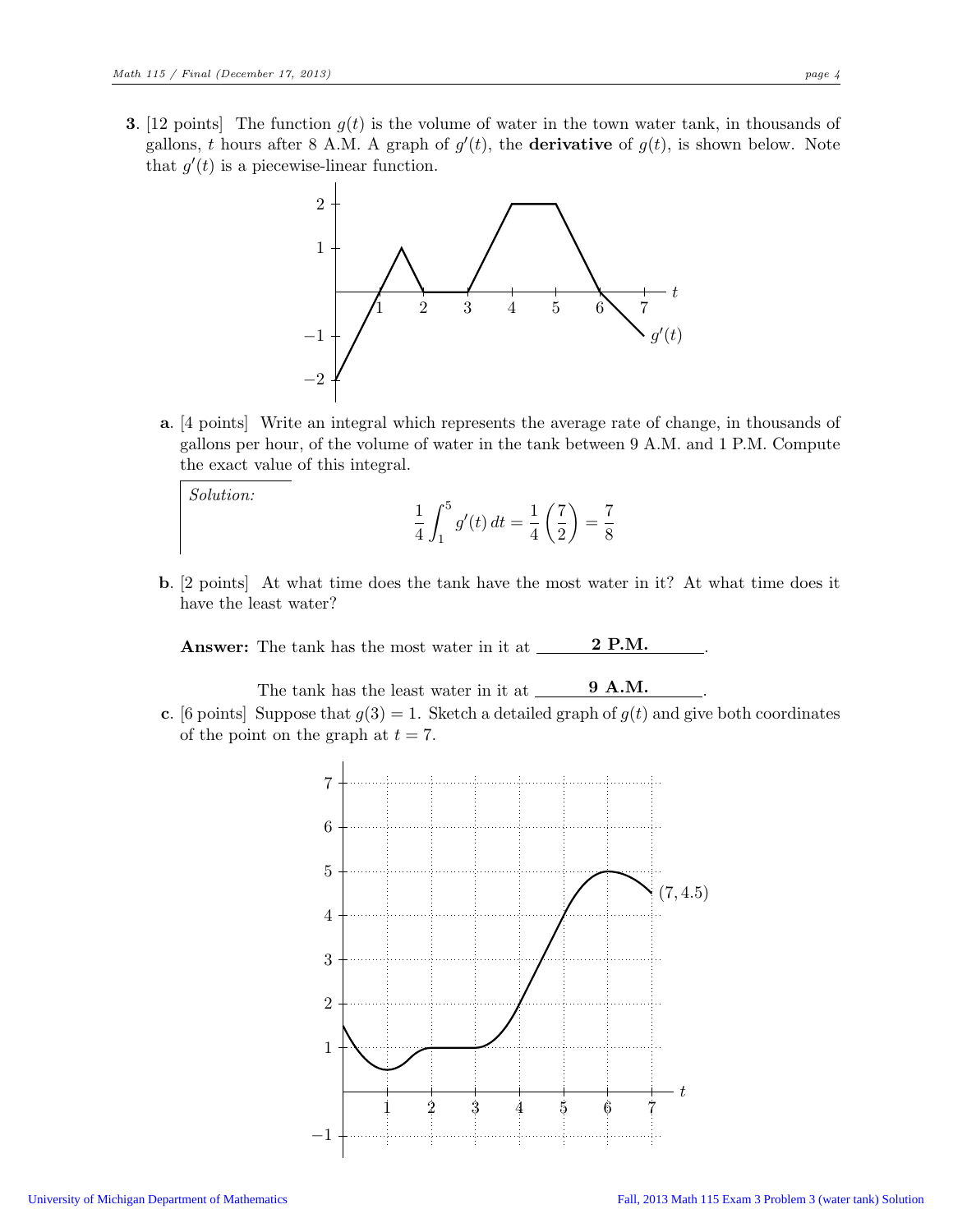**3**. [12 points] The function $g(t)$ is the volume of water in the town water tank, in thousands of gallons, $t$ hours after 8 A.M. A graph of $g'(t)$, the **derivative** of $g(t)$, is shown below. Note that $g'(t)$ is a piecewise-linear function.

**a**. [4 points] Write an integral which represents the average rate of change, in thousands of gallons per hour, of the volume of water in the tank between 9 A.M. and 1 P.M. Compute the exact value of this integral.

*Solution:*

$$\frac{1}{4}\int_1^5 g'(t)\,dt = \frac{1}{4}\left(\frac{7}{2}\right) = \frac{7}{8}$$

**b**. [2 points] At what time does the tank have the most water in it? At what time does it have the least water?

**Answer:** The tank has the most water in it at **2 P.M.**.

The tank has the least water in it at **9 A.M.**.

**c**. [6 points] Suppose that $g(3) = 1$. Sketch a detailed graph of $g(t)$ and give both coordinates of the point on the graph at $t = 7$.

$(7, 4.5)$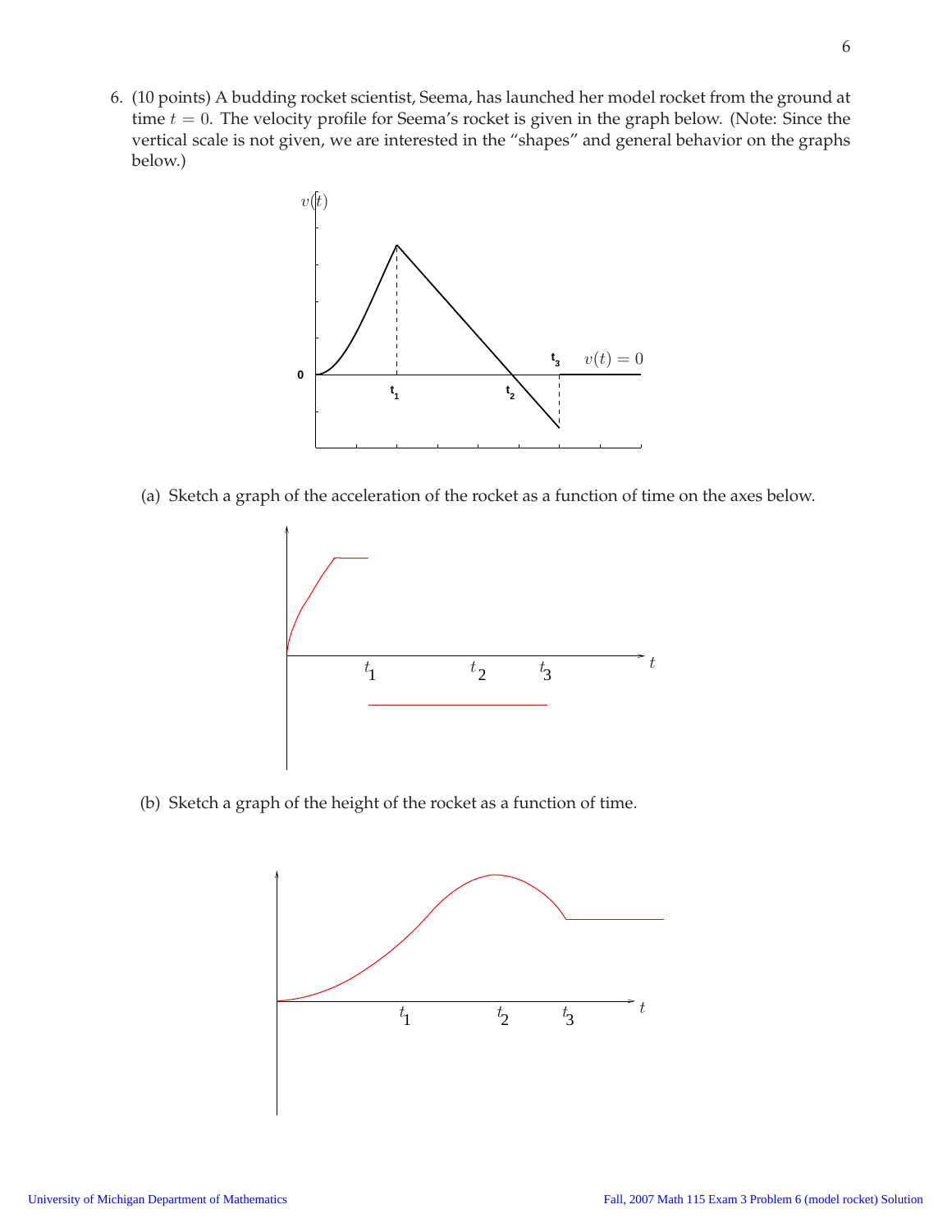6. (10 points) A budding rocket scientist, Seema, has launched her model rocket from the ground at time $t = 0$. The velocity profile for Seema's rocket is given in the graph below. (Note: Since the vertical scale is not given, we are interested in the "shapes" and general behavior on the graphs below.)

(a) Sketch a graph of the acceleration of the rocket as a function of time on the axes below.

(b) Sketch a graph of the height of the rocket as a function of time.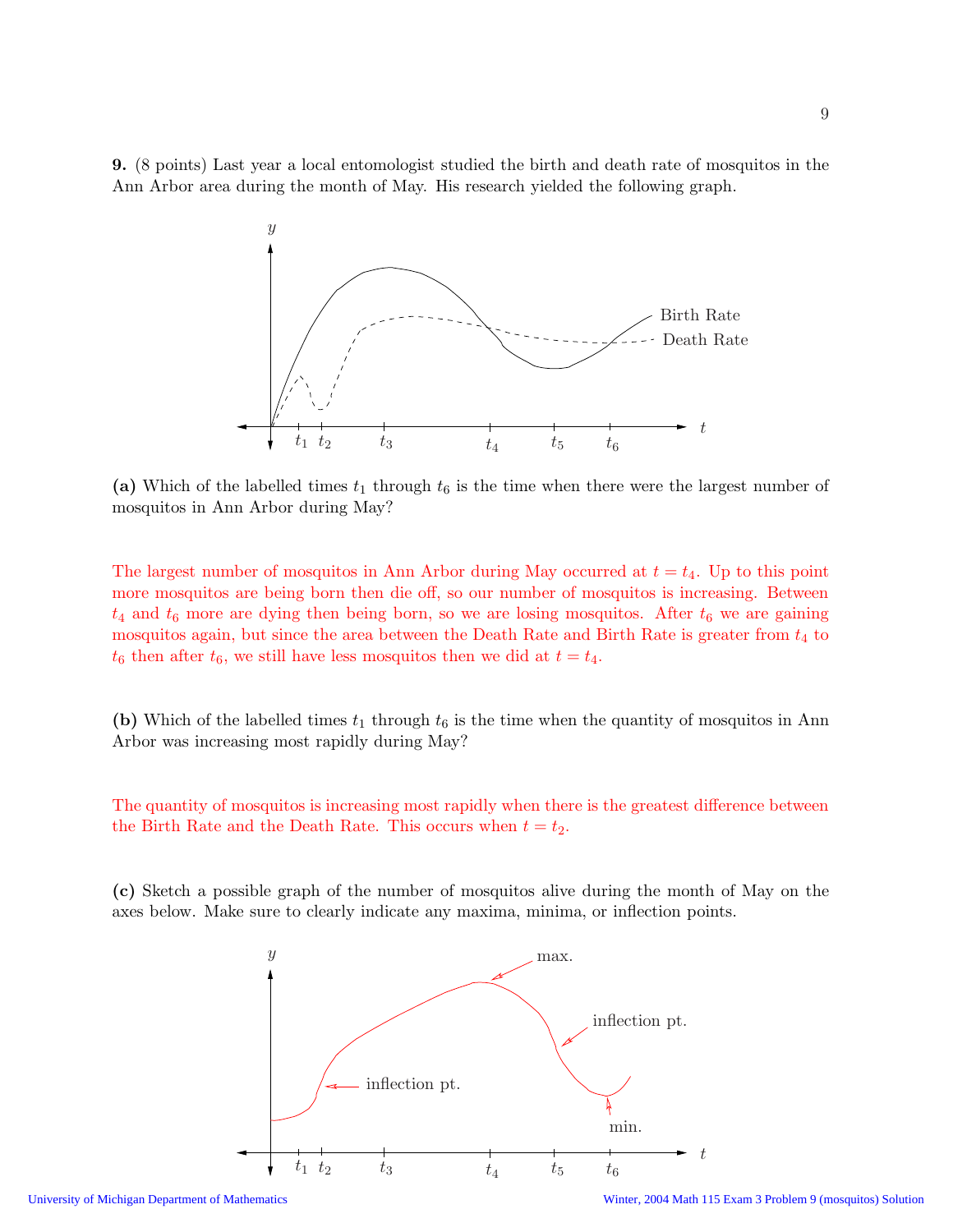**9.** (8 points) Last year a local entomologist studied the birth and death rate of mosquitos in the Ann Arbor area during the month of May. His research yielded the following graph.

**(a)** Which of the labelled times $t_1$ through $t_6$ is the time when there were the largest number of mosquitos in Ann Arbor during May?

The largest number of mosquitos in Ann Arbor during May occurred at $t = t_4$. Up to this point more mosquitos are being born then die off, so our number of mosquitos is increasing. Between $t_4$ and $t_6$ more are dying then being born, so we are losing mosquitos. After $t_6$ we are gaining mosquitos again, but since the area between the Death Rate and Birth Rate is greater from $t_4$ to $t_6$ then after $t_6$, we still have less mosquitos then we did at $t = t_4$.

**(b)** Which of the labelled times $t_1$ through $t_6$ is the time when the quantity of mosquitos in Ann Arbor was increasing most rapidly during May?

The quantity of mosquitos is increasing most rapidly when there is the greatest difference between the Birth Rate and the Death Rate. This occurs when $t = t_2$.

**(c)** Sketch a possible graph of the number of mosquitos alive during the month of May on the axes below. Make sure to clearly indicate any maxima, minima, or inflection points.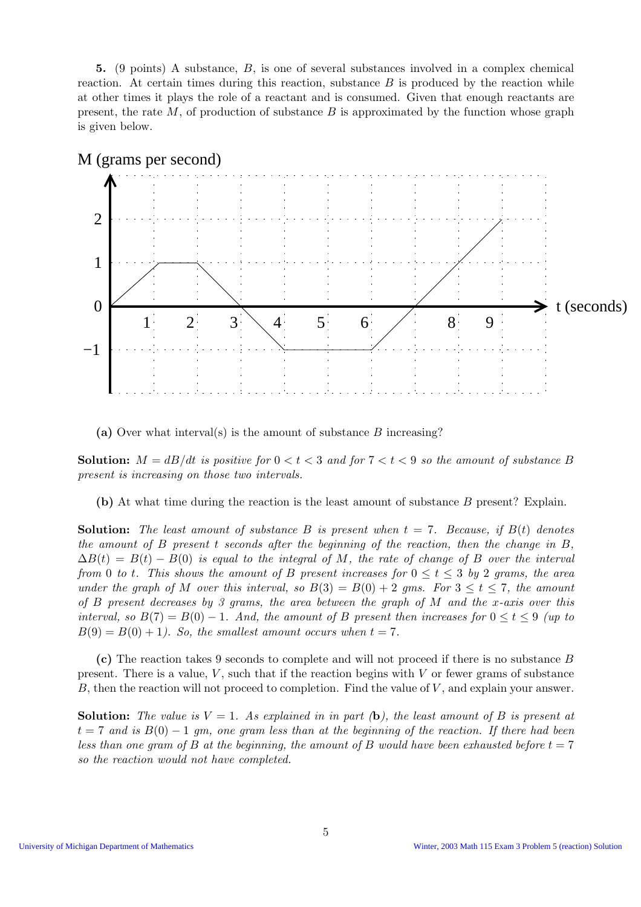**5.** (9 points) A substance, $B$, is one of several substances involved in a complex chemical reaction. At certain times during this reaction, substance $B$ is produced by the reaction while at other times it plays the role of a reactant and is consumed. Given that enough reactants are present, the rate $M$, of production of substance $B$ is approximated by the function whose graph is given below.

**(a)** Over what interval(s) is the amount of substance $B$ increasing?

**Solution:** *$M = dB/dt$ is positive for $0 < t < 3$ and for $7 < t < 9$ so the amount of substance $B$ present is increasing on those two intervals.*

**(b)** At what time during the reaction is the least amount of substance $B$ present? Explain.

**Solution:** *The least amount of substance $B$ is present when $t = 7$. Because, if $B(t)$ denotes the amount of $B$ present $t$ seconds after the beginning of the reaction, then the change in $B$, $\Delta B(t) = B(t) - B(0)$ is equal to the integral of $M$, the rate of change of $B$ over the interval from 0 to $t$. This shows the amount of $B$ present increases for $0 \leq t \leq 3$ by 2 grams, the area under the graph of $M$ over this interval, so $B(3) = B(0) + 2$ gms. For $3 \leq t \leq 7$, the amount of $B$ present decreases by 3 grams, the area between the graph of $M$ and the $x$-axis over this interval, so $B(7) = B(0) - 1$. And, the amount of $B$ present then increases for $0 \leq t \leq 9$ (up to $B(9) = B(0) + 1$). So, the smallest amount occurs when $t = 7$.*

**(c)** The reaction takes 9 seconds to complete and will not proceed if there is no substance $B$ present. There is a value, $V$, such that if the reaction begins with $V$ or fewer grams of substance $B$, then the reaction will not proceed to completion. Find the value of $V$, and explain your answer.

**Solution:** *The value is $V = 1$. As explained in in part (**b**), the least amount of $B$ is present at $t = 7$ and is $B(0) - 1$ gm, one gram less than at the beginning of the reaction. If there had been less than one gram of $B$ at the beginning, the amount of $B$ would have been exhausted before $t = 7$ so the reaction would not have completed.*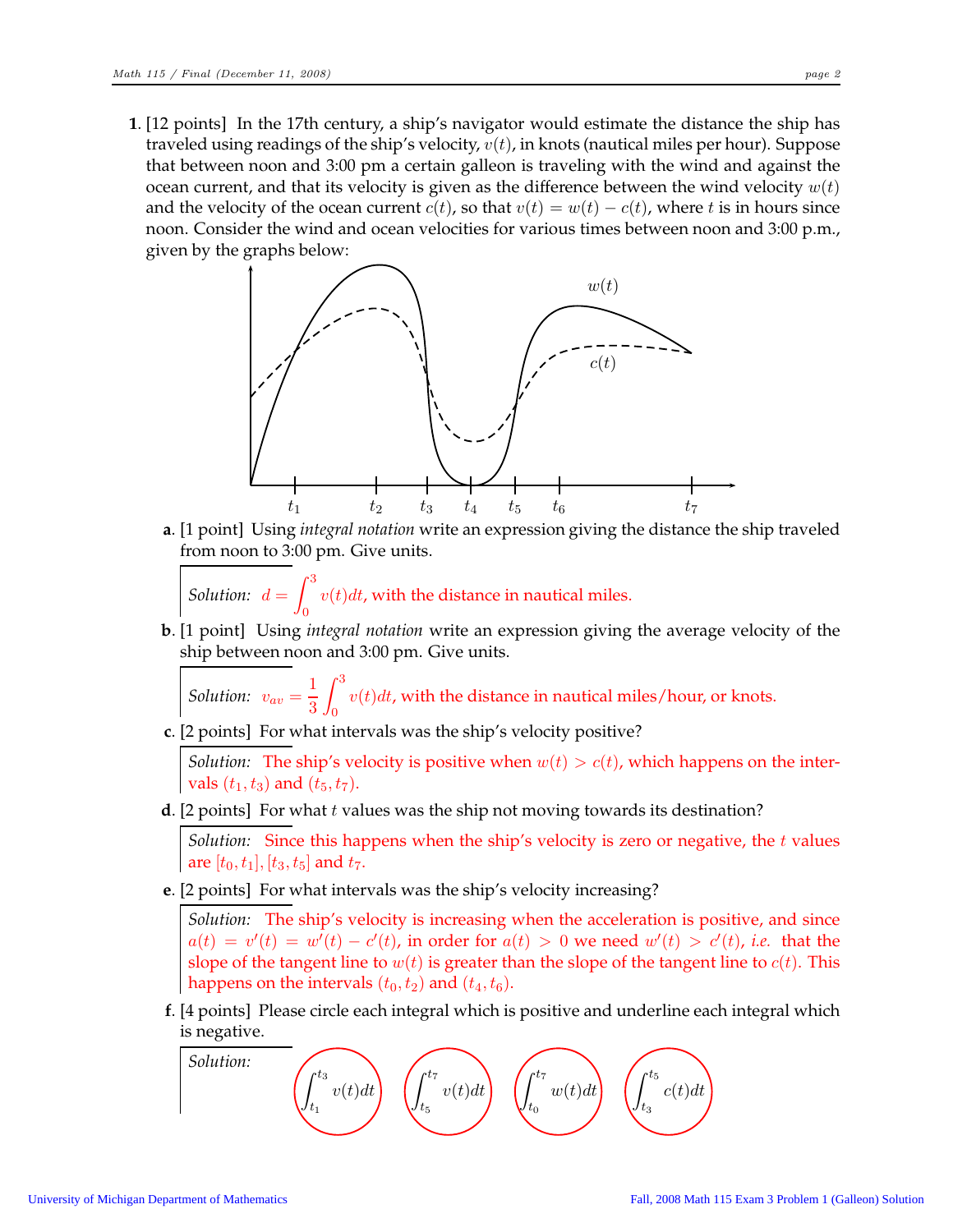**1**. [12 points] In the 17th century, a ship's navigator would estimate the distance the ship has traveled using readings of the ship's velocity, $v(t)$, in knots (nautical miles per hour). Suppose that between noon and 3:00 pm a certain galleon is traveling with the wind and against the ocean current, and that its velocity is given as the difference between the wind velocity $w(t)$ and the velocity of the ocean current $c(t)$, so that $v(t) = w(t) - c(t)$, where $t$ is in hours since noon. Consider the wind and ocean velocities for various times between noon and 3:00 p.m., given by the graphs below:

**a**. [1 point] Using *integral notation* write an expression giving the distance the ship traveled from noon to 3:00 pm. Give units.

*Solution:* $d = \int_0^3 v(t)dt$, with the distance in nautical miles.

**b**. [1 point] Using *integral notation* write an expression giving the average velocity of the ship between noon and 3:00 pm. Give units.

*Solution:* $v_{av} = \frac{1}{3}\int_0^3 v(t)dt$, with the distance in nautical miles/hour, or knots.

**c**. [2 points] For what intervals was the ship's velocity positive?

*Solution:* The ship's velocity is positive when $w(t) > c(t)$, which happens on the intervals $(t_1, t_3)$ and $(t_5, t_7)$.

**d**. [2 points] For what $t$ values was the ship not moving towards its destination?

*Solution:* Since this happens when the ship's velocity is zero or negative, the $t$ values are $[t_0, t_1], [t_3, t_5]$ and $t_7$.

**e**. [2 points] For what intervals was the ship's velocity increasing?

*Solution:* The ship's velocity is increasing when the acceleration is positive, and since $a(t) = v'(t) = w'(t) - c'(t)$, in order for $a(t) > 0$ we need $w'(t) > c'(t)$, *i.e.* that the slope of the tangent line to $w(t)$ is greater than the slope of the tangent line to $c(t)$. This happens on the intervals $(t_0, t_2)$ and $(t_4, t_6)$.

**f**. [4 points] Please circle each integral which is positive and underline each integral which is negative.

*Solution:* (circled) $\int_{t_1}^{t_3} v(t)dt$ (circled) $\int_{t_5}^{t_7} v(t)dt$ (circled) $\int_{t_0}^{t_7} w(t)dt$ (circled) $\int_{t_3}^{t_5} c(t)dt$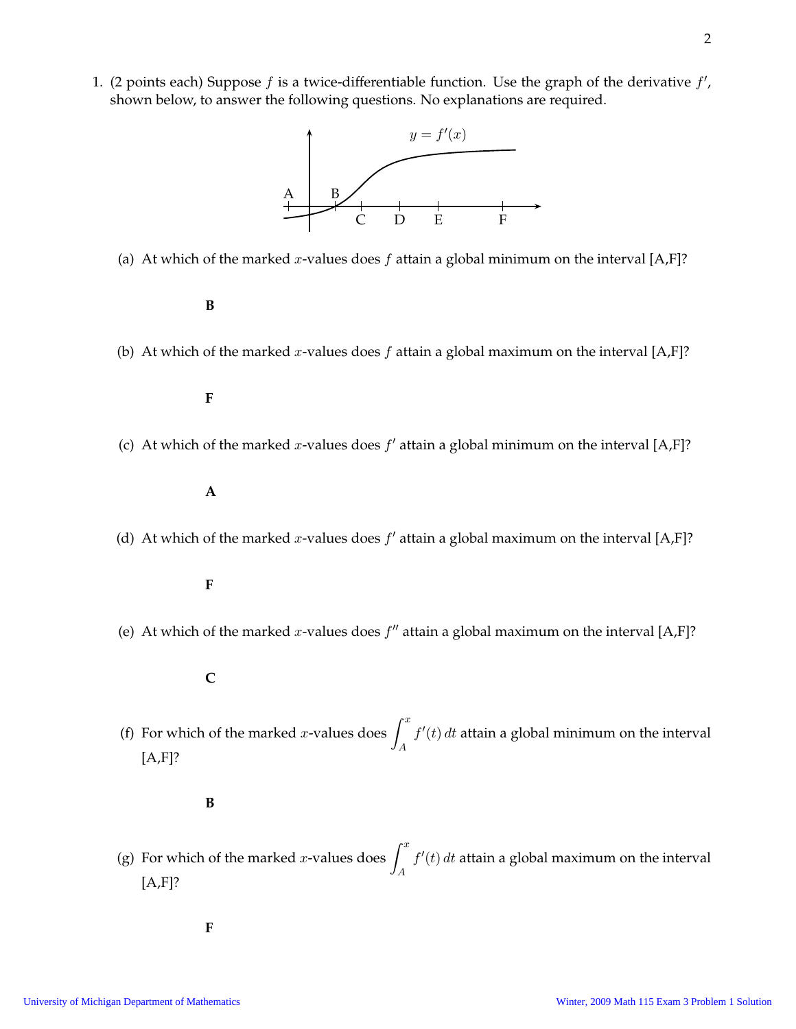1. (2 points each) Suppose $f$ is a twice-differentiable function. Use the graph of the derivative $f'$, shown below, to answer the following questions. No explanations are required.

$y = f'(x)$

A B C D E F

(a) At which of the marked $x$-values does $f$ attain a global minimum on the interval [A,F]?

**B**

(b) At which of the marked $x$-values does $f$ attain a global maximum on the interval [A,F]?

**F**

(c) At which of the marked $x$-values does $f'$ attain a global minimum on the interval [A,F]?

**A**

(d) At which of the marked $x$-values does $f'$ attain a global maximum on the interval [A,F]?

**F**

(e) At which of the marked $x$-values does $f''$ attain a global maximum on the interval [A,F]?

**C**

(f) For which of the marked $x$-values does $\int_A^x f'(t)\,dt$ attain a global minimum on the interval [A,F]?

**B**

(g) For which of the marked $x$-values does $\int_A^x f'(t)\,dt$ attain a global maximum on the interval [A,F]?

**F**